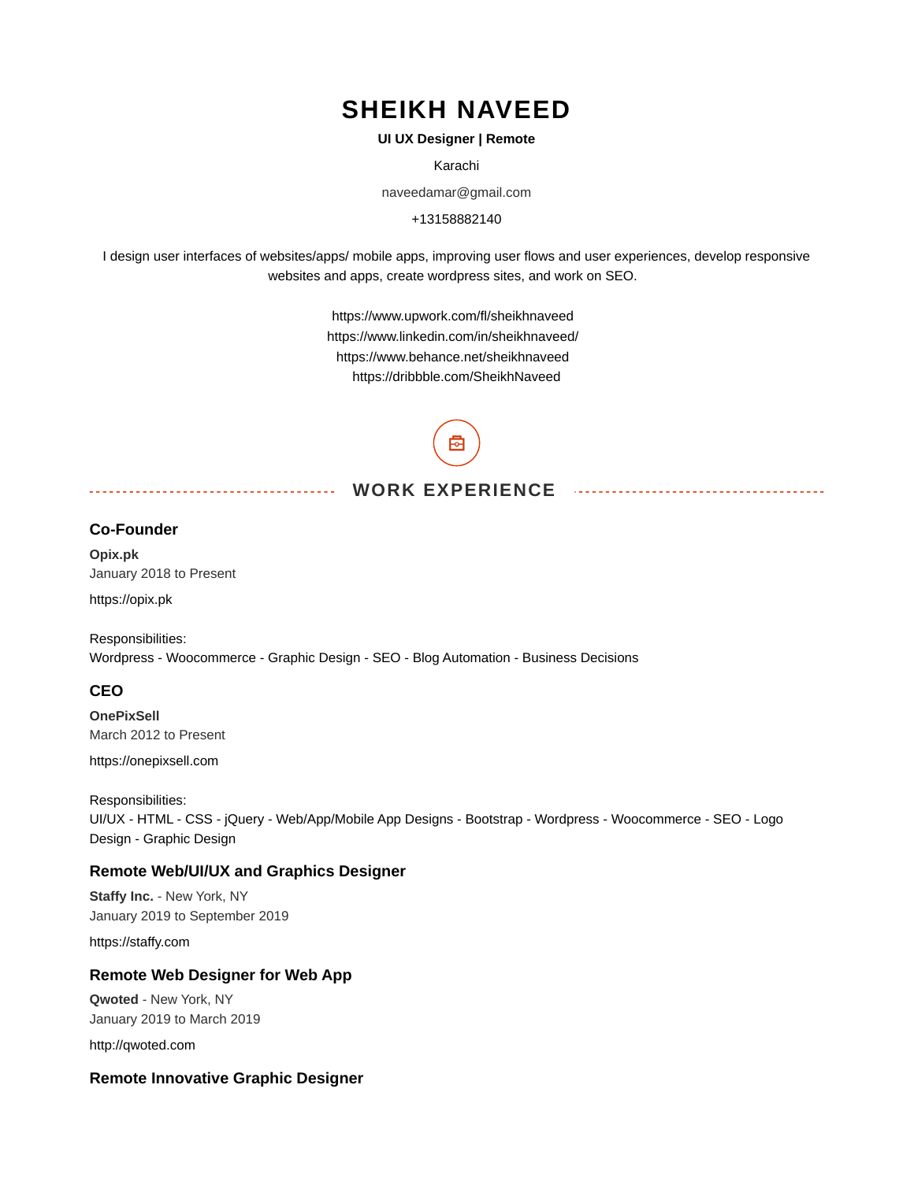# SHEIKH NAVEED

**UI UX Designer | Remote**

Karachi

naveedamar@gmail.com

+13158882140

I design user interfaces of websites/apps/ mobile apps, improving user flows and user experiences, develop responsive websites and apps, create wordpress sites, and work on SEO.

https://www.upwork.com/fl/sheikhnaveed
https://www.linkedin.com/in/sheikhnaveed/
https://www.behance.net/sheikhnaveed
https://dribbble.com/SheikhNaveed

## WORK EXPERIENCE

### Co-Founder

**Opix.pk**
January 2018 to Present

https://opix.pk

Responsibilities:
Wordpress - Woocommerce - Graphic Design - SEO - Blog Automation - Business Decisions

### CEO

**OnePixSell**
March 2012 to Present

https://onepixsell.com

Responsibilities:
UI/UX - HTML - CSS - jQuery - Web/App/Mobile App Designs - Bootstrap - Wordpress - Woocommerce - SEO - Logo Design - Graphic Design

### Remote Web/UI/UX and Graphics Designer

**Staffy Inc.** - New York, NY
January 2019 to September 2019

https://staffy.com

### Remote Web Designer for Web App

**Qwoted** - New York, NY
January 2019 to March 2019

http://qwoted.com

### Remote Innovative Graphic Designer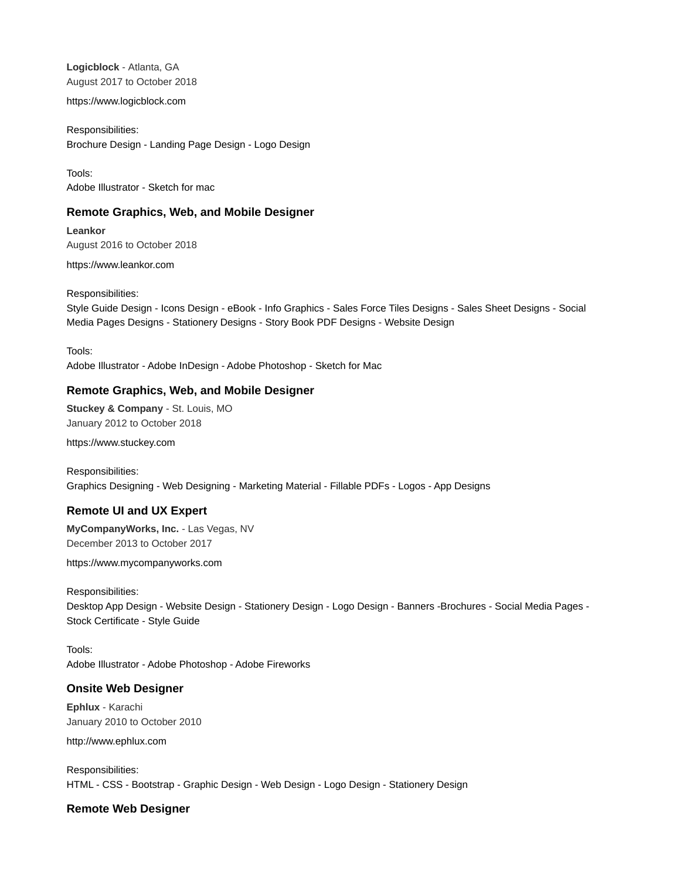**Logicblock** - Atlanta, GA
August 2017 to October 2018

https://www.logicblock.com

Responsibilities:
Brochure Design - Landing Page Design - Logo Design

Tools:
Adobe Illustrator - Sketch for mac

### Remote Graphics, Web, and Mobile Designer

**Leankor**
August 2016 to October 2018

https://www.leankor.com

Responsibilities:
Style Guide Design - Icons Design - eBook - Info Graphics - Sales Force Tiles Designs - Sales Sheet Designs - Social Media Pages Designs - Stationery Designs - Story Book PDF Designs - Website Design

Tools:
Adobe Illustrator - Adobe InDesign - Adobe Photoshop - Sketch for Mac

### Remote Graphics, Web, and Mobile Designer

**Stuckey & Company** - St. Louis, MO
January 2012 to October 2018

https://www.stuckey.com

Responsibilities:
Graphics Designing - Web Designing - Marketing Material - Fillable PDFs - Logos - App Designs

### Remote UI and UX Expert

**MyCompanyWorks, Inc.** - Las Vegas, NV
December 2013 to October 2017

https://www.mycompanyworks.com

Responsibilities:
Desktop App Design - Website Design - Stationery Design - Logo Design - Banners -Brochures - Social Media Pages - Stock Certificate - Style Guide

Tools:
Adobe Illustrator - Adobe Photoshop - Adobe Fireworks

### Onsite Web Designer

**Ephlux** - Karachi
January 2010 to October 2010

http://www.ephlux.com

Responsibilities:
HTML - CSS - Bootstrap - Graphic Design - Web Design - Logo Design - Stationery Design

### Remote Web Designer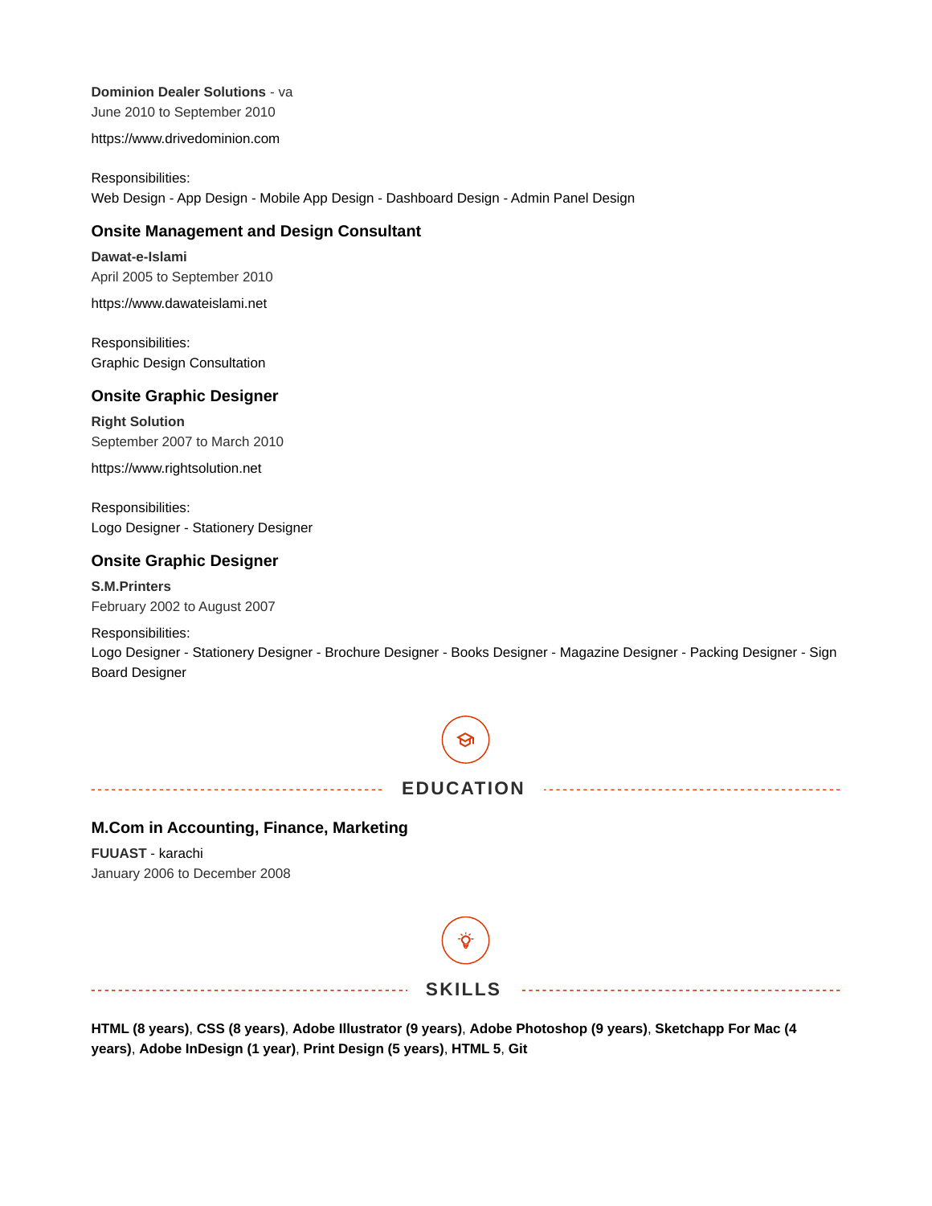**Dominion Dealer Solutions** - va
June 2010 to September 2010

https://www.drivedominion.com

Responsibilities:
Web Design - App Design - Mobile App Design - Dashboard Design - Admin Panel Design

### Onsite Management and Design Consultant

**Dawat-e-Islami**
April 2005 to September 2010

https://www.dawateislami.net

Responsibilities:
Graphic Design Consultation

### Onsite Graphic Designer

**Right Solution**
September 2007 to March 2010

https://www.rightsolution.net

Responsibilities:
Logo Designer - Stationery Designer

### Onsite Graphic Designer

**S.M.Printers**
February 2002 to August 2007

Responsibilities:
Logo Designer - Stationery Designer - Brochure Designer - Books Designer - Magazine Designer - Packing Designer - Sign Board Designer

## EDUCATION

### M.Com in Accounting, Finance, Marketing

**FUUAST** - karachi
January 2006 to December 2008

## SKILLS

**HTML (8 years)**, **CSS (8 years)**, **Adobe Illustrator (9 years)**, **Adobe Photoshop (9 years)**, **Sketchapp For Mac (4 years)**, **Adobe InDesign (1 year)**, **Print Design (5 years)**, **HTML 5**, **Git**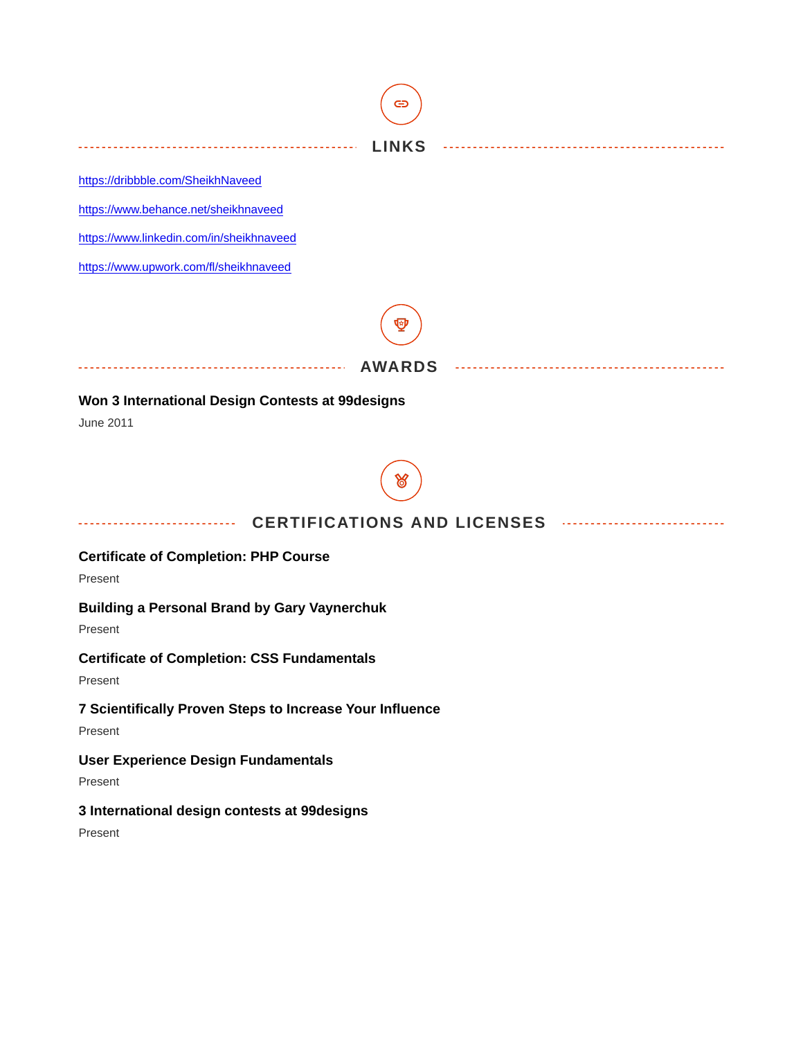## LINKS

https://dribbble.com/SheikhNaveed

https://www.behance.net/sheikhnaveed

https://www.linkedin.com/in/sheikhnaveed

https://www.upwork.com/fl/sheikhnaveed

## AWARDS

**Won 3 International Design Contests at 99designs**

June 2011

## CERTIFICATIONS AND LICENSES

**Certificate of Completion: PHP Course**

Present

**Building a Personal Brand by Gary Vaynerchuk**

Present

**Certificate of Completion: CSS Fundamentals**

Present

**7 Scientifically Proven Steps to Increase Your Influence**

Present

**User Experience Design Fundamentals**

Present

**3 International design contests at 99designs**

Present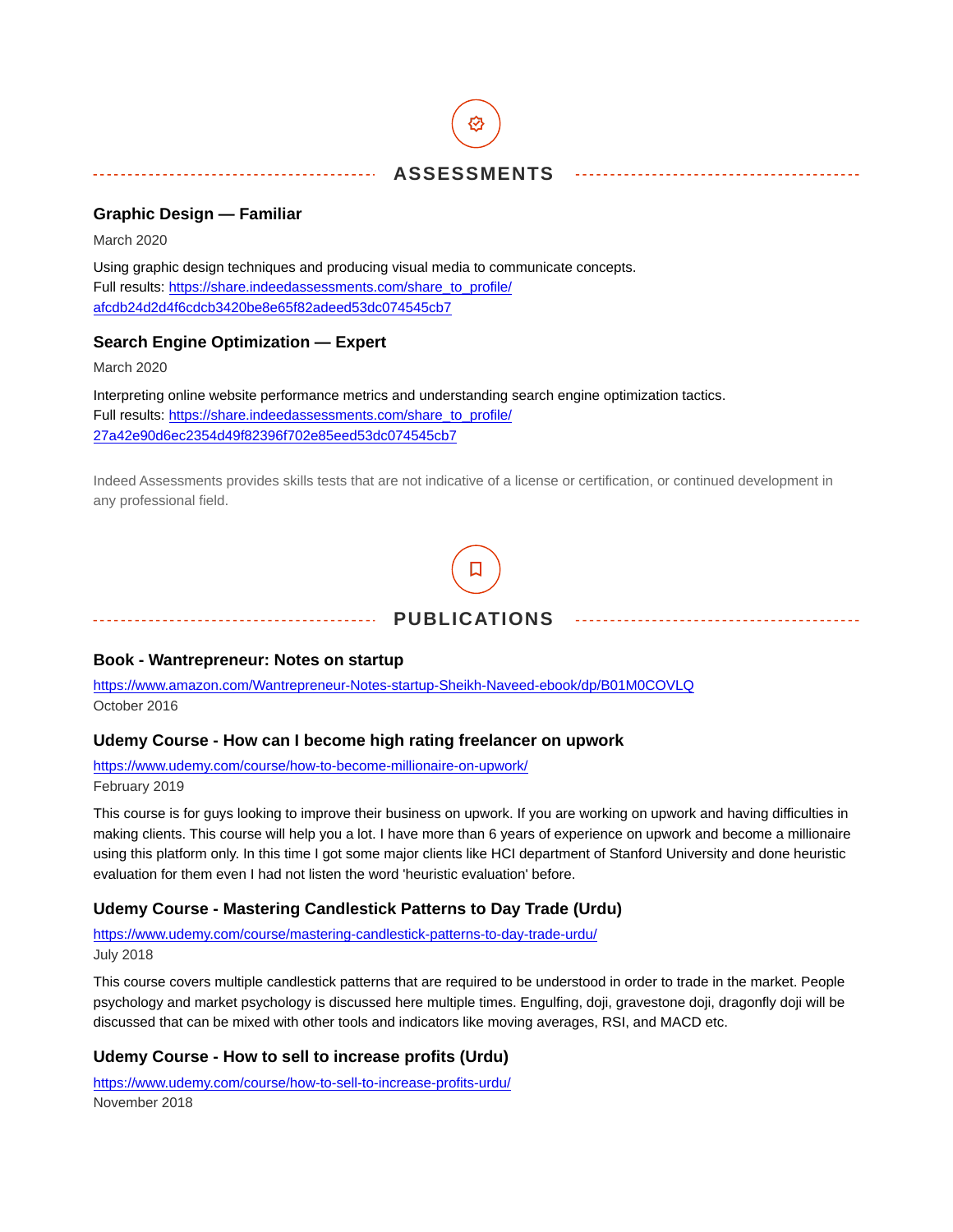## ASSESSMENTS

### Graphic Design — Familiar

March 2020

Using graphic design techniques and producing visual media to communicate concepts.
Full results: https://share.indeedassessments.com/share_to_profile/afcdb24d2d4f6cdcb3420be8e65f82adeed53dc074545cb7

### Search Engine Optimization — Expert

March 2020

Interpreting online website performance metrics and understanding search engine optimization tactics.
Full results: https://share.indeedassessments.com/share_to_profile/27a42e90d6ec2354d49f82396f702e85eed53dc074545cb7

Indeed Assessments provides skills tests that are not indicative of a license or certification, or continued development in any professional field.

## PUBLICATIONS

### Book - Wantrepreneur: Notes on startup

https://www.amazon.com/Wantrepreneur-Notes-startup-Sheikh-Naveed-ebook/dp/B01M0COVLQ
October 2016

### Udemy Course - How can I become high rating freelancer on upwork

https://www.udemy.com/course/how-to-become-millionaire-on-upwork/
February 2019

This course is for guys looking to improve their business on upwork. If you are working on upwork and having difficulties in making clients. This course will help you a lot. I have more than 6 years of experience on upwork and become a millionaire using this platform only. In this time I got some major clients like HCI department of Stanford University and done heuristic evaluation for them even I had not listen the word 'heuristic evaluation' before.

### Udemy Course - Mastering Candlestick Patterns to Day Trade (Urdu)

https://www.udemy.com/course/mastering-candlestick-patterns-to-day-trade-urdu/
July 2018

This course covers multiple candlestick patterns that are required to be understood in order to trade in the market. People psychology and market psychology is discussed here multiple times. Engulfing, doji, gravestone doji, dragonfly doji will be discussed that can be mixed with other tools and indicators like moving averages, RSI, and MACD etc.

### Udemy Course - How to sell to increase profits (Urdu)

https://www.udemy.com/course/how-to-sell-to-increase-profits-urdu/
November 2018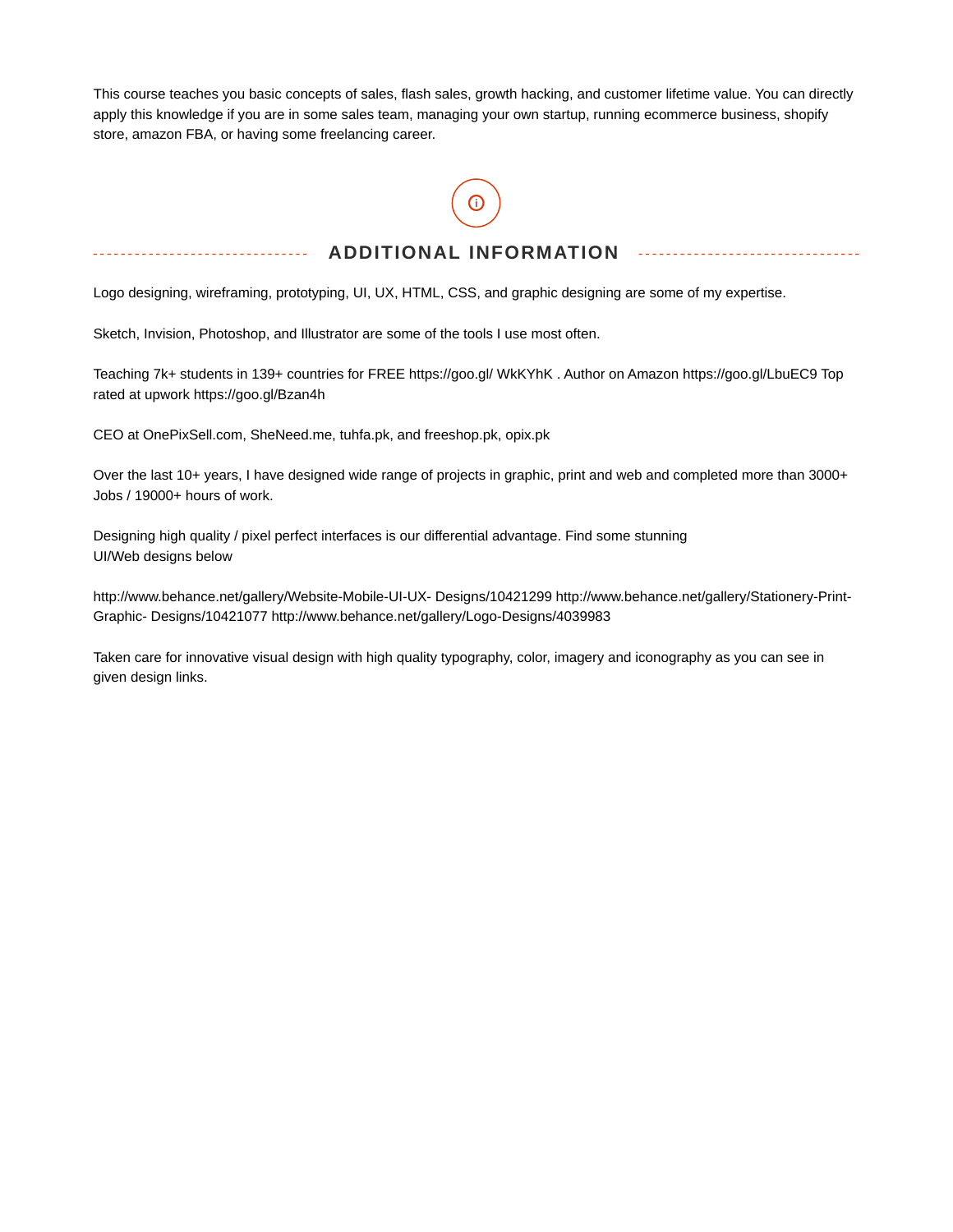This course teaches you basic concepts of sales, flash sales, growth hacking, and customer lifetime value. You can directly apply this knowledge if you are in some sales team, managing your own startup, running ecommerce business, shopify store, amazon FBA, or having some freelancing career.

## ADDITIONAL INFORMATION

Logo designing, wireframing, prototyping, UI, UX, HTML, CSS, and graphic designing are some of my expertise.

Sketch, Invision, Photoshop, and Illustrator are some of the tools I use most often.

Teaching 7k+ students in 139+ countries for FREE https://goo.gl/ WkKYhK . Author on Amazon https://goo.gl/LbuEC9 Top rated at upwork https://goo.gl/Bzan4h

CEO at OnePixSell.com, SheNeed.me, tuhfa.pk, and freeshop.pk, opix.pk

Over the last 10+ years, I have designed wide range of projects in graphic, print and web and completed more than 3000+ Jobs / 19000+ hours of work.

Designing high quality / pixel perfect interfaces is our differential advantage. Find some stunning
UI/Web designs below

http://www.behance.net/gallery/Website-Mobile-UI-UX- Designs/10421299 http://www.behance.net/gallery/Stationery-Print-Graphic- Designs/10421077 http://www.behance.net/gallery/Logo-Designs/4039983

Taken care for innovative visual design with high quality typography, color, imagery and iconography as you can see in given design links.